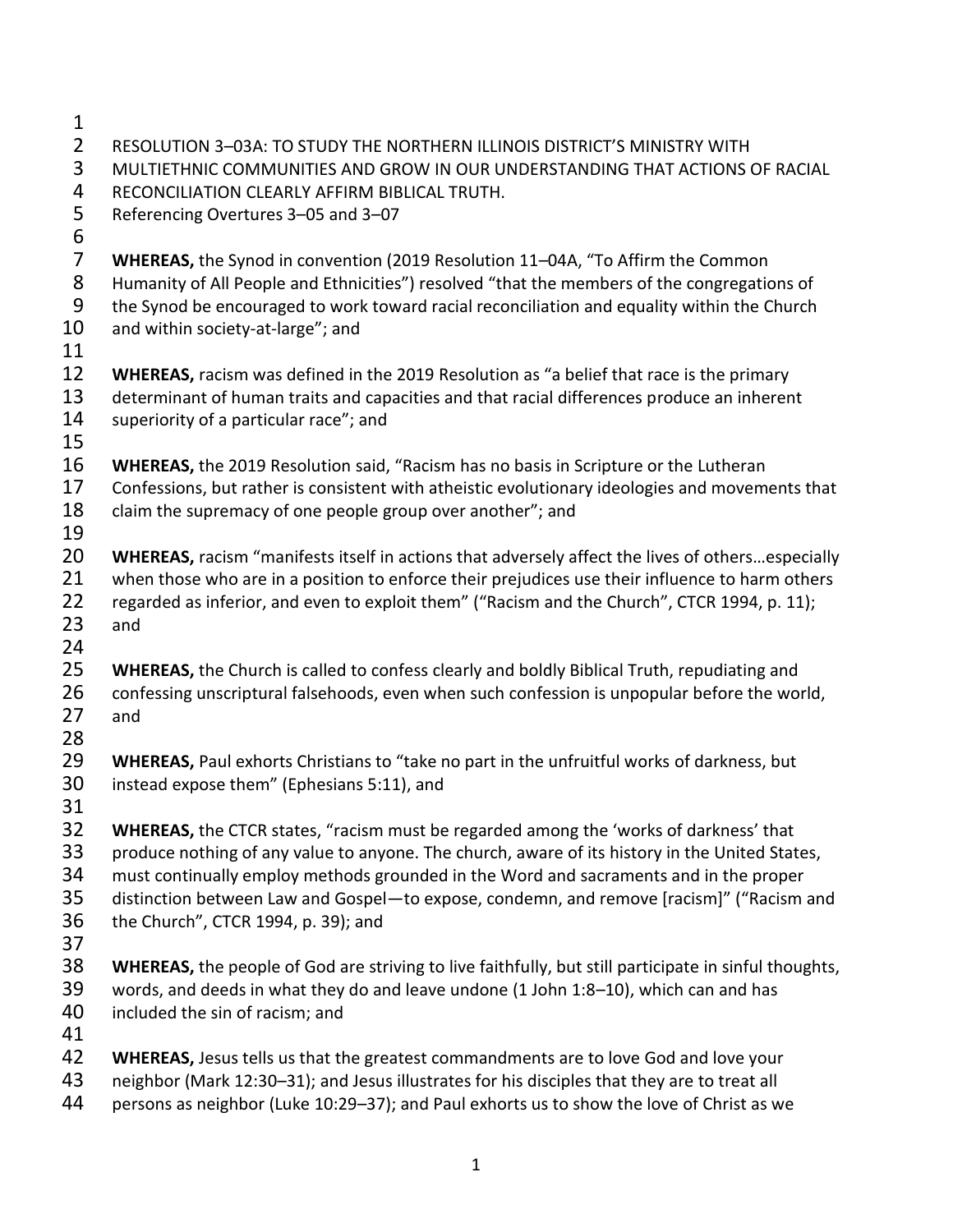RESOLUTION 3–03A: TO STUDY THE NORTHERN ILLINOIS DISTRICT'S MINISTRY WITH MULTIETHNIC COMMUNITIES AND GROW IN OUR UNDERSTANDING THAT ACTIONS OF RACIAL RECONCILIATION CLEARLY AFFIRM BIBLICAL TRUTH.

Referencing Overtures 3–05 and 3–07

**WHEREAS,** the Synod in convention (2019 Resolution 11–04A, "To Affirm the Common Humanity of All People and Ethnicities") resolved "that the members of the congregations of the Synod be encouraged to work toward racial reconciliation and equality within the Church and within society-at-large"; and

**WHEREAS,** racism was defined in the 2019 Resolution as "a belief that race is the primary determinant of human traits and capacities and that racial differences produce an inherent superiority of a particular race"; and

**WHEREAS,** the 2019 Resolution said, "Racism has no basis in Scripture or the Lutheran Confessions, but rather is consistent with atheistic evolutionary ideologies and movements that claim the supremacy of one people group over another"; and

**WHEREAS,** racism "manifests itself in actions that adversely affect the lives of others…especially when those who are in a position to enforce their prejudices use their influence to harm others regarded as inferior, and even to exploit them" ("Racism and the Church", CTCR 1994, p. 11); and

**WHEREAS,** the Church is called to confess clearly and boldly Biblical Truth, repudiating and confessing unscriptural falsehoods, even when such confession is unpopular before the world, and

**WHEREAS,** Paul exhorts Christians to "take no part in the unfruitful works of darkness, but instead expose them" (Ephesians 5:11), and

**WHEREAS,** the CTCR states, "racism must be regarded among the 'works of darkness' that produce nothing of any value to anyone. The church, aware of its history in the United States, must continually employ methods grounded in the Word and sacraments and in the proper distinction between Law and Gospel—to expose, condemn, and remove [racism]" ("Racism and the Church", CTCR 1994, p. 39); and

**WHEREAS,** the people of God are striving to live faithfully, but still participate in sinful thoughts, words, and deeds in what they do and leave undone (1 John 1:8–10), which can and has included the sin of racism; and

**WHEREAS,** Jesus tells us that the greatest commandments are to love God and love your neighbor (Mark 12:30–31); and Jesus illustrates for his disciples that they are to treat all persons as neighbor (Luke 10:29–37); and Paul exhorts us to show the love of Christ as we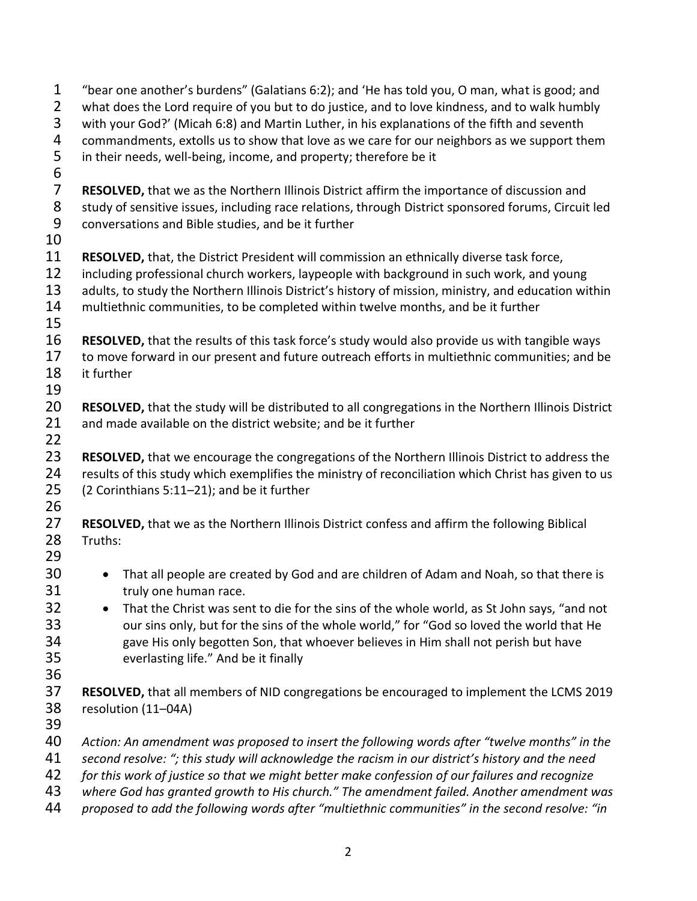"bear one another's burdens" (Galatians 6:2); and 'He has told you, O man, what is good; and what does the Lord require of you but to do justice, and to love kindness, and to walk humbly with your God?' (Micah 6:8) and Martin Luther, in his explanations of the fifth and seventh commandments, extolls us to show that love as we care for our neighbors as we support them in their needs, well-being, income, and property; therefore be it

**RESOLVED,** that we as the Northern Illinois District affirm the importance of discussion and study of sensitive issues, including race relations, through District sponsored forums, Circuit led conversations and Bible studies, and be it further

**RESOLVED,** that, the District President will commission an ethnically diverse task force, including professional church workers, laypeople with background in such work, and young adults, to study the Northern Illinois District's history of mission, ministry, and education within multiethnic communities, to be completed within twelve months, and be it further

**RESOLVED,** that the results of this task force's study would also provide us with tangible ways to move forward in our present and future outreach efforts in multiethnic communities; and be it further

**RESOLVED,** that the study will be distributed to all congregations in the Northern Illinois District and made available on the district website; and be it further

**RESOLVED,** that we encourage the congregations of the Northern Illinois District to address the results of this study which exemplifies the ministry of reconciliation which Christ has given to us (2 Corinthians 5:11–21); and be it further

**RESOLVED,** that we as the Northern Illinois District confess and affirm the following Biblical Truths:

- That all people are created by God and are children of Adam and Noah, so that there is truly one human race.
- That the Christ was sent to die for the sins of the whole world, as St John says, "and not our sins only, but for the sins of the whole world," for "God so loved the world that He gave His only begotten Son, that whoever believes in Him shall not perish but have everlasting life." And be it finally

**RESOLVED,** that all members of NID congregations be encouraged to implement the LCMS 2019 resolution (11–04A)

*Action: An amendment was proposed to insert the following words after "twelve months" in the second resolve: "; this study will acknowledge the racism in our district's history and the need for this work of justice so that we might better make confession of our failures and recognize where God has granted growth to His church." The amendment failed. Another amendment was proposed to add the following words after "multiethnic communities" in the second resolve: "in*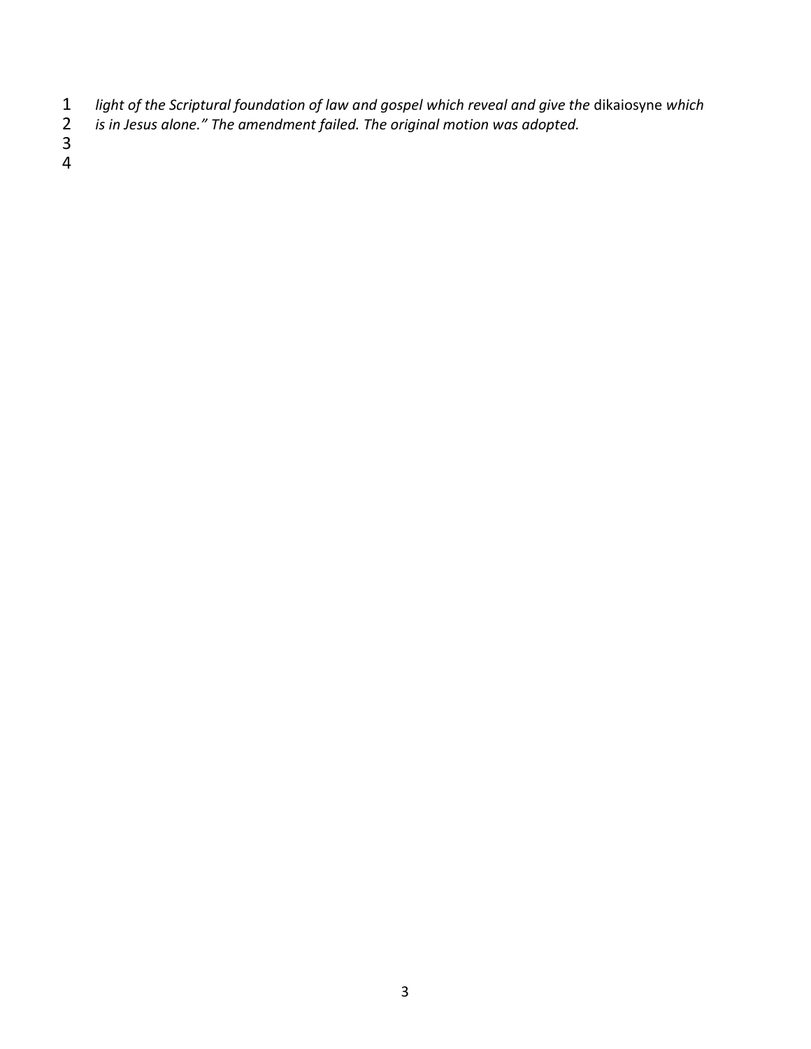*light of the Scriptural foundation of law and gospel which reveal and give the* dikaiosyne *which is in Jesus alone." The amendment failed. The original motion was adopted.*